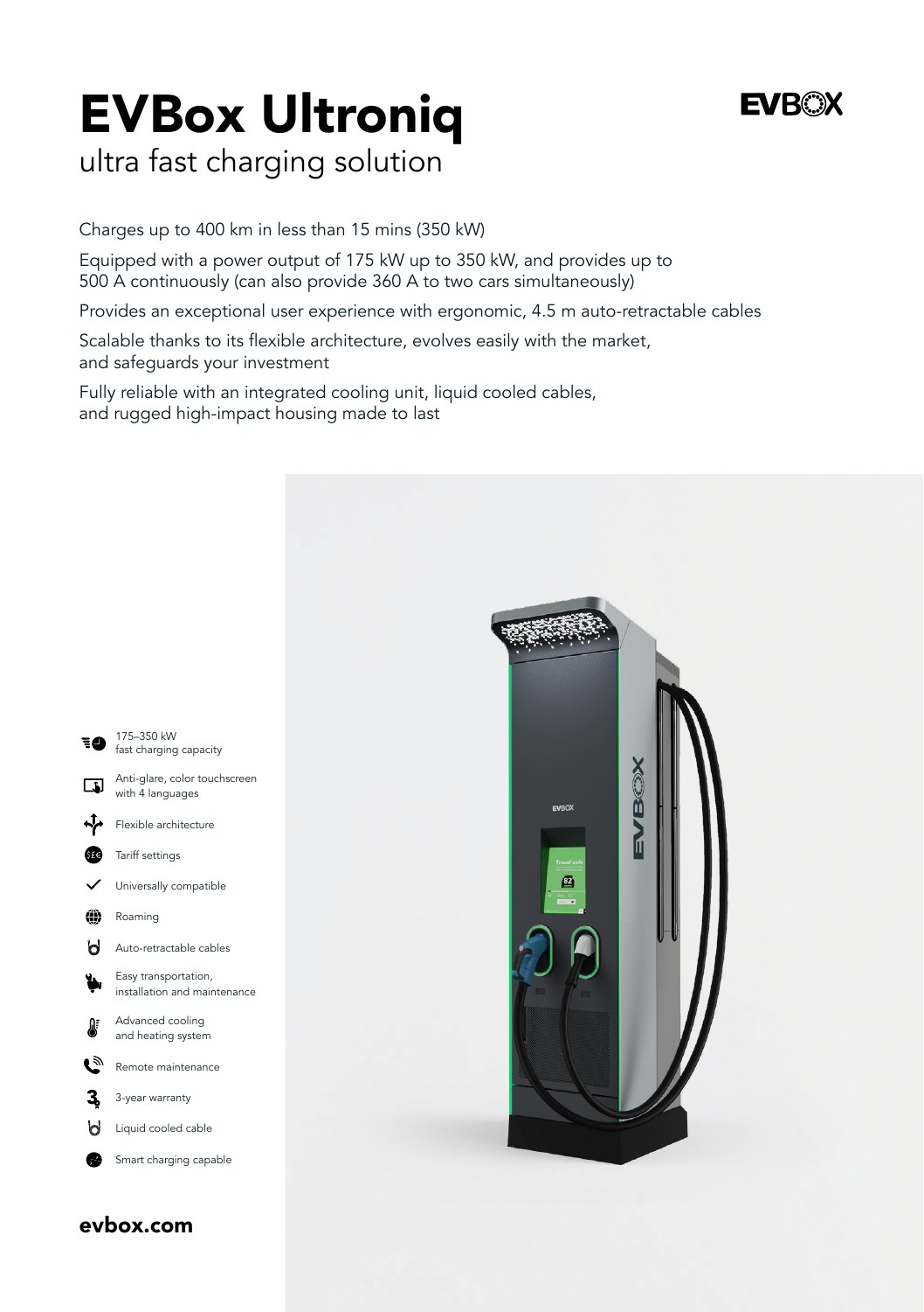# EVBox Ultroniq

ultra fast charging solution

Charges up to 400 km in less than 15 mins (350 kW)

Equipped with a power output of 175 kW up to 350 kW, and provides up to 500 A continuously (can also provide 360 A to two cars simultaneously)

Provides an exceptional user experience with ergonomic, 4.5 m auto-retractable cables

Scalable thanks to its flexible architecture, evolves easily with the market, and safeguards your investment

Fully reliable with an integrated cooling unit, liquid cooled cables, and rugged high-impact housing made to last

- 175–350 kW fast charging capacity
- Anti-glare, color touchscreen with 4 languages
- Flexible architecture
- Tariff settings
- Universally compatible
- Roaming
- Auto-retractable cables
- Easy transportation, installation and maintenance
- Advanced cooling and heating system
- Remote maintenance
- 3-year warranty
- Liquid cooled cable
- Smart charging capable

**evbox.com**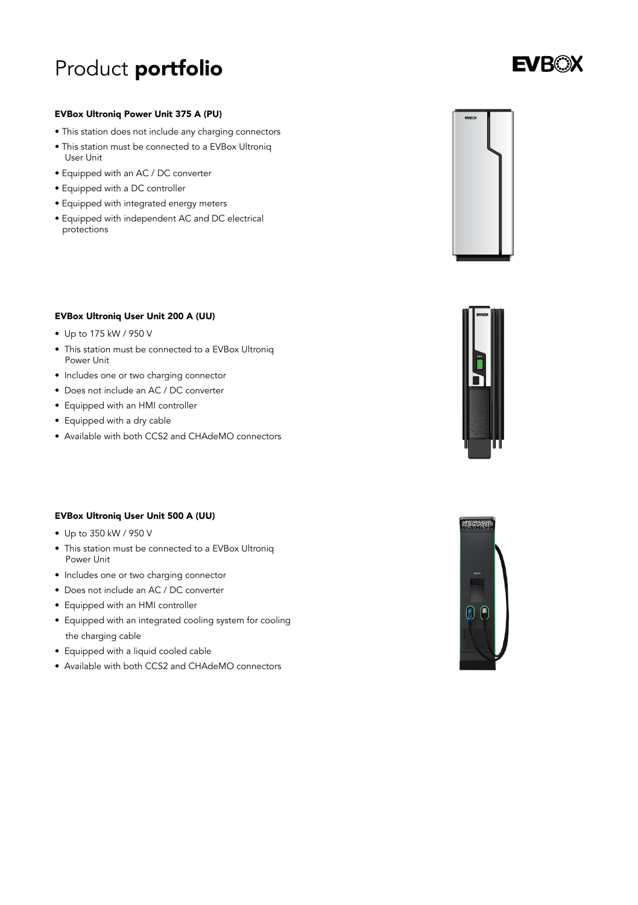# Product **portfolio**

### EVBox Ultroniq Power Unit 375 A (PU)

- This station does not include any charging connectors
- This station must be connected to a EVBox Ultroniq User Unit
- Equipped with an AC / DC converter
- Equipped with a DC controller
- Equipped with integrated energy meters
- Equipped with independent AC and DC electrical protections

### EVBox Ultroniq User Unit 200 A (UU)

- Up to 175 kW / 950 V
- This station must be connected to a EVBox Ultroniq Power Unit
- Includes one or two charging connector
- Does not include an AC / DC converter
- Equipped with an HMI controller
- Equipped with a dry cable
- Available with both CCS2 and CHAdeMO connectors

### EVBox Ultroniq User Unit 500 A (UU)

- Up to 350 kW / 950 V
- This station must be connected to a EVBox Ultroniq Power Unit
- Includes one or two charging connector
- Does not include an AC / DC converter
- Equipped with an HMI controller
- Equipped with an integrated cooling system for cooling the charging cable
- Equipped with a liquid cooled cable
- Available with both CCS2 and CHAdeMO connectors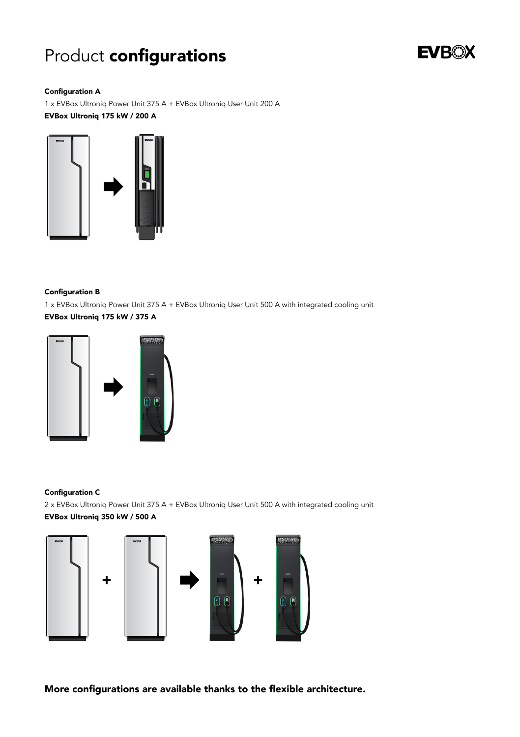# Product **configurations**

**Configuration A**

1 x EVBox Ultroniq Power Unit 375 A + EVBox Ultroniq User Unit 200 A

**EVBox Ultroniq 175 kW / 200 A**

**Configuration B**

1 x EVBox Ultroniq Power Unit 375 A + EVBox Ultroniq User Unit 500 A with integrated cooling unit

**EVBox Ultroniq 175 kW / 375 A**

**Configuration C**

2 x EVBox Ultroniq Power Unit 375 A + EVBox Ultroniq User Unit 500 A with integrated cooling unit

**EVBox Ultroniq 350 kW / 500 A**

**More configurations are available thanks to the flexible architecture.**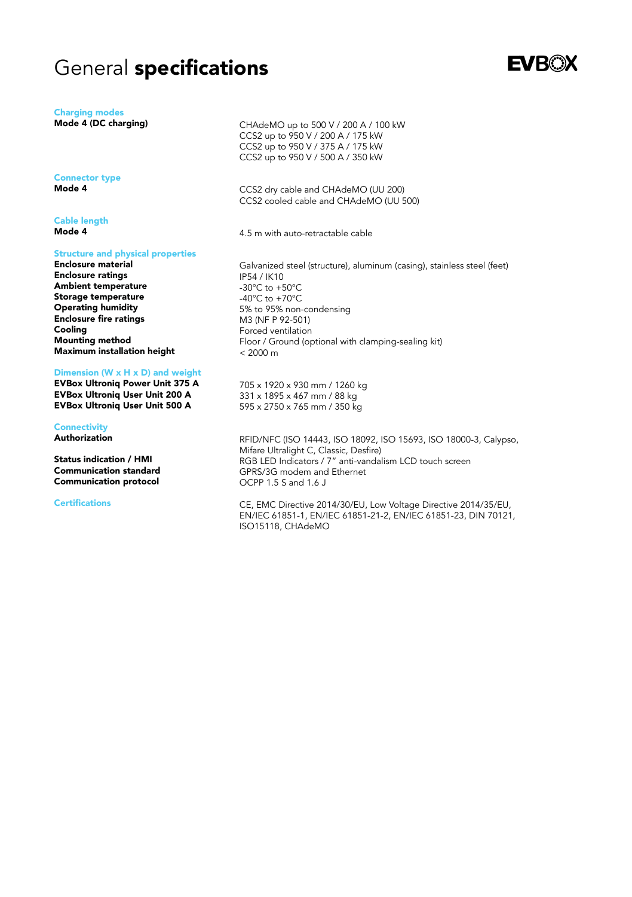# General **specifications**

### Charging modes

| | |
|---|---|
| **Mode 4 (DC charging)** | CHAdeMO up to 500 V / 200 A / 100 kW<br>CCS2 up to 950 V / 200 A / 175 kW<br>CCS2 up to 950 V / 375 A / 175 kW<br>CCS2 up to 950 V / 500 A / 350 kW |

### Connector type

| | |
|---|---|
| **Mode 4** | CCS2 dry cable and CHAdeMO (UU 200)<br>CCS2 cooled cable and CHAdeMO (UU 500) |

### Cable length

| | |
|---|---|
| **Mode 4** | 4.5 m with auto-retractable cable |

### Structure and physical properties

| | |
|---|---|
| **Enclosure material** | Galvanized steel (structure), aluminum (casing), stainless steel (feet) |
| **Enclosure ratings** | IP54 / IK10 |
| **Ambient temperature** | -30°C to +50°C |
| **Storage temperature** | -40°C to +70°C |
| **Operating humidity** | 5% to 95% non-condensing |
| **Enclosure fire ratings** | M3 (NF P 92-501) |
| **Cooling** | Forced ventilation |
| **Mounting method** | Floor / Ground (optional with clamping-sealing kit) |
| **Maximum installation height** | < 2000 m |

### Dimension (W x H x D) and weight

| | |
|---|---|
| **EVBox Ultroniq Power Unit 375 A** | 705 x 1920 x 930 mm / 1260 kg |
| **EVBox Ultroniq User Unit 200 A** | 331 x 1895 x 467 mm / 88 kg |
| **EVBox Ultroniq User Unit 500 A** | 595 x 2750 x 765 mm / 350 kg |

### Connectivity

| | |
|---|---|
| **Authorization** | RFID/NFC (ISO 14443, ISO 18092, ISO 15693, ISO 18000-3, Calypso, Mifare Ultralight C, Classic, Desfire) |
| **Status indication / HMI** | RGB LED Indicators / 7" anti-vandalism LCD touch screen |
| **Communication standard** | GPRS/3G modem and Ethernet |
| **Communication protocol** | OCPP 1.5 S and 1.6 J |

### Certifications

CE, EMC Directive 2014/30/EU, Low Voltage Directive 2014/35/EU, EN/IEC 61851-1, EN/IEC 61851-21-2, EN/IEC 61851-23, DIN 70121, ISO15118, CHAdeMO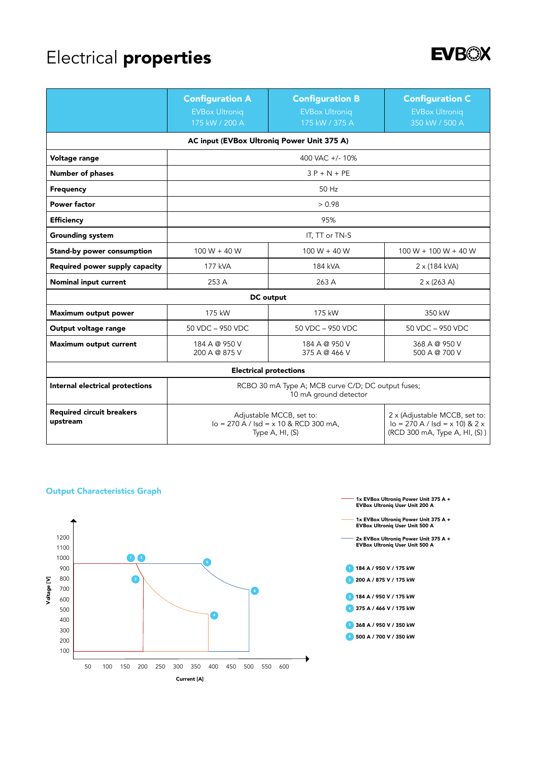# Electrical **properties**

EVBOX

| | Configuration A<br>EVBox Ultroniq<br>175 kW / 200 A | Configuration B<br>EVBox Ultroniq<br>175 kW / 375 A | Configuration C<br>EVBox Ultroniq<br>350 kW / 500 A |
|---|---|---|---|
| **AC input (EVBox Ultroniq Power Unit 375 A)** | | | |
| **Voltage range** | 400 VAC +/- 10% | | |
| **Number of phases** | 3 P + N + PE | | |
| **Frequency** | 50 Hz | | |
| **Power factor** | > 0.98 | | |
| **Efficiency** | 95% | | |
| **Grounding system** | IT, TT or TN-S | | |
| **Stand-by power consumption** | 100 W + 40 W | 100 W + 40 W | 100 W + 100 W + 40 W |
| **Required power supply capacity** | 177 kVA | 184 kVA | 2 x (184 kVA) |
| **Nominal input current** | 253 A | 263 A | 2 x (263 A) |
| **DC output** | | | |
| **Maximum output power** | 175 kW | 175 kW | 350 kW |
| **Output voltage range** | 50 VDC – 950 VDC | 50 VDC – 950 VDC | 50 VDC – 950 VDC |
| **Maximum output current** | 184 A @ 950 V<br>200 A @ 875 V | 184 A @ 950 V<br>375 A @ 466 V | 368 A @ 950 V<br>500 A @ 700 V |
| **Electrical protections** | | | |
| **Internal electrical protections** | RCBO 30 mA Type A; MCB curve C/D; DC output fuses;<br>10 mA ground detector | | |
| **Required circuit breakers upstream** | Adjustable MCCB, set to:<br>Io = 270 A / Isd = x 10 & RCD 300 mA,<br>Type A, HI, (S) | | 2 x (Adjustable MCCB, set to:<br>Io = 270 A / Isd = x 10) & 2 x<br>(RCD 300 mA, Type A, HI, (S) ) |

## Output Characteristics Graph

Legend:
- 1x EVBox Ultroniq Power Unit 375 A + EVBox Ultroniq User Unit 200 A
- 1x EVBox Ultroniq Power Unit 375 A + EVBox Ultroniq User Unit 500 A
- 2x EVBox Ultroniq Power Unit 375 A + EVBox Ultroniq User Unit 500 A

1. 184 A / 950 V / 175 kW
2. 200 A / 875 V / 175 kW
3. 184 A / 950 V / 175 kW
4. 375 A / 466 V / 175 kW
5. 368 A / 950 V / 350 kW
6. 500 A / 700 V / 350 kW

Voltage [V]: 100, 200, 300, 400, 500, 600, 700, 800, 900, 1000, 1100, 1200

Current [A]: 50, 100, 150, 200, 250, 300, 350, 400, 450, 500, 550, 600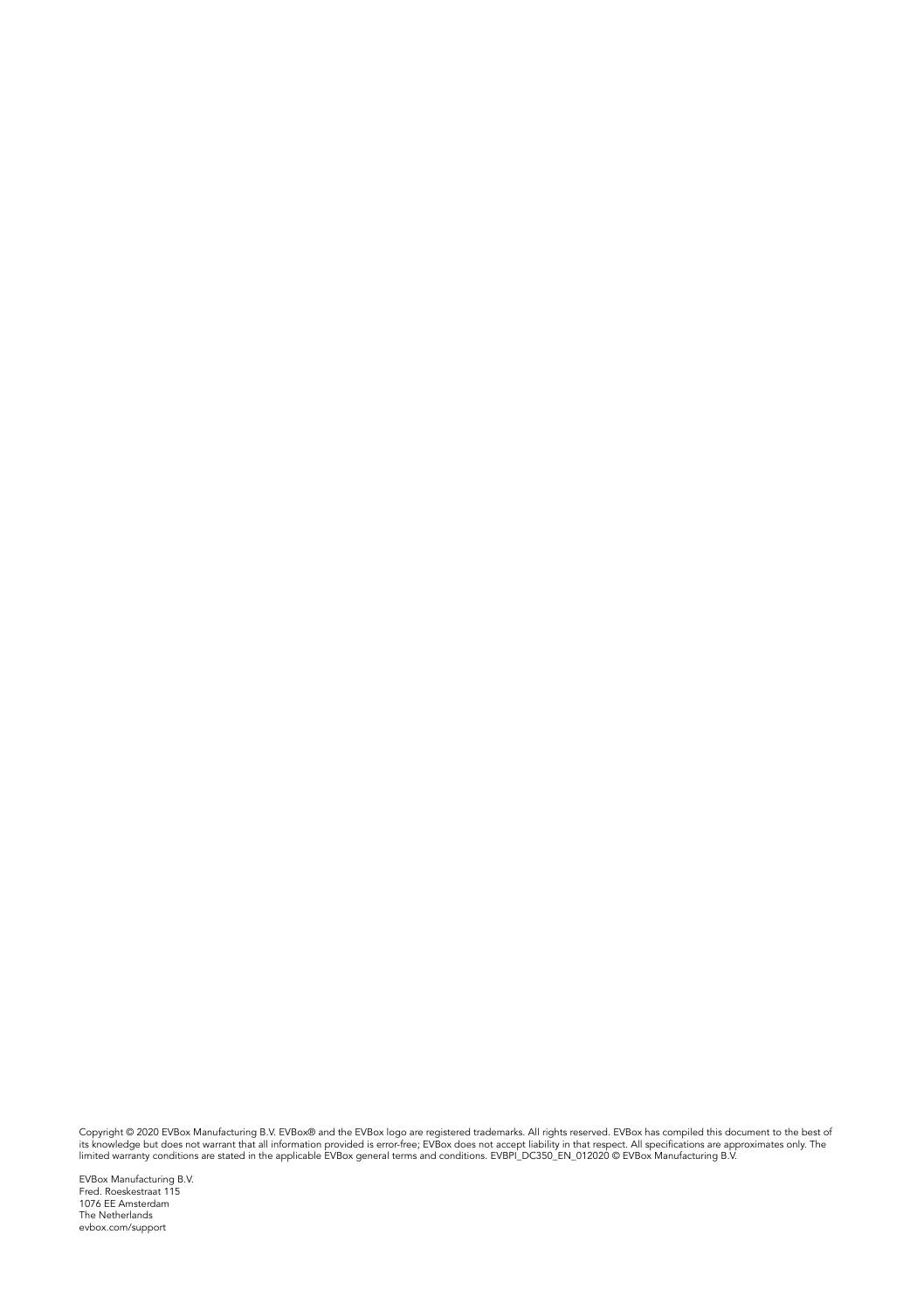Copyright © 2020 EVBox Manufacturing B.V. EVBox® and the EVBox logo are registered trademarks. All rights reserved. EVBox has compiled this document to the best of its knowledge but does not warrant that all information provided is error-free; EVBox does not accept liability in that respect. All specifications are approximates only. The limited warranty conditions are stated in the applicable EVBox general terms and conditions. EVBPI_DC350_EN_012020 © EVBox Manufacturing B.V.

EVBox Manufacturing B.V.
Fred. Roeskestraat 115
1076 EE Amsterdam
The Netherlands
evbox.com/support